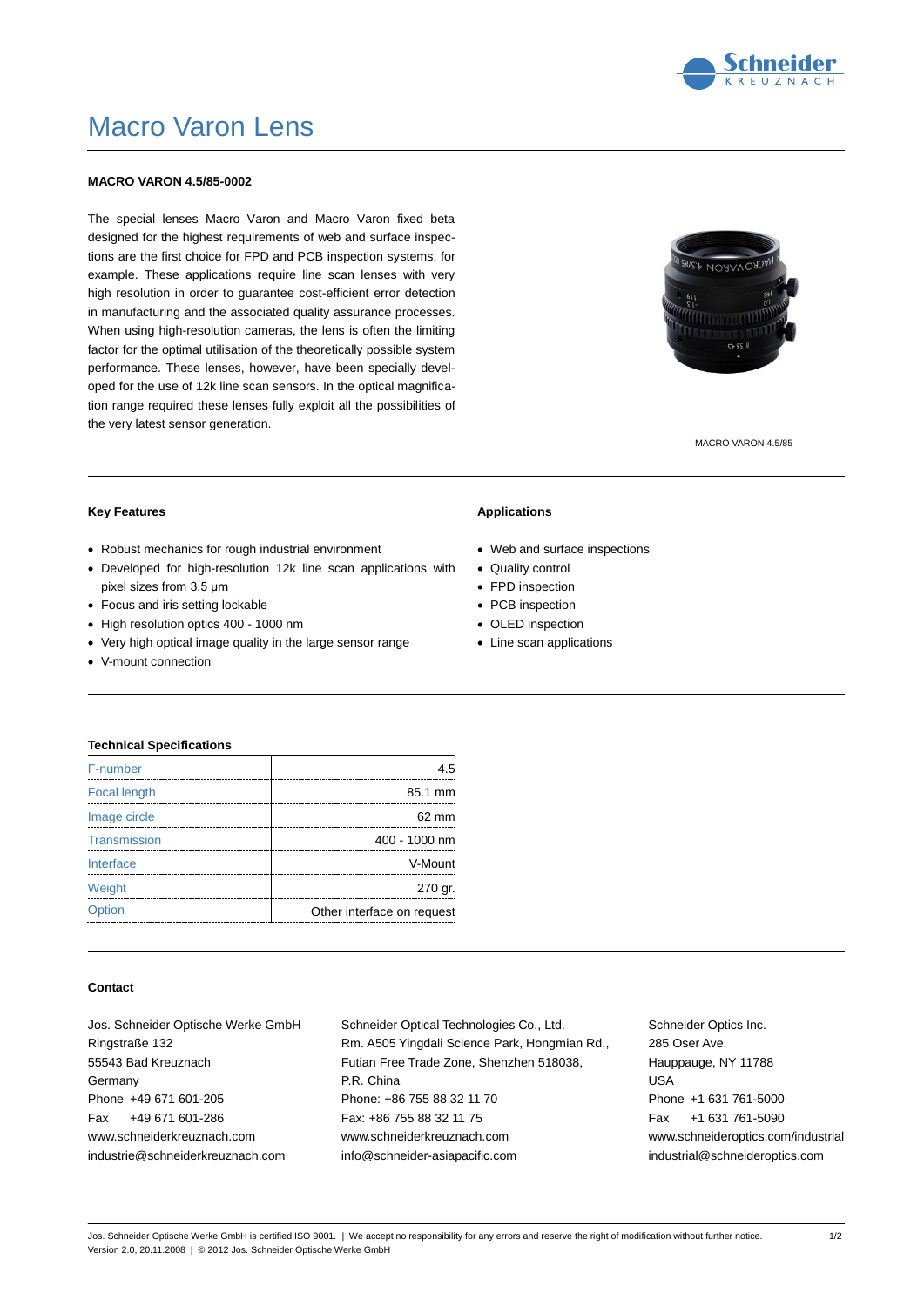# Macro Varon Lens

**MACRO VARON 4.5/85-0002**

The special lenses Macro Varon and Macro Varon fixed beta designed for the highest requirements of web and surface inspections are the first choice for FPD and PCB inspection systems, for example. These applications require line scan lenses with very high resolution in order to guarantee cost-efficient error detection in manufacturing and the associated quality assurance processes. When using high-resolution cameras, the lens is often the limiting factor for the optimal utilisation of the theoretically possible system performance. These lenses, however, have been specially developed for the use of 12k line scan sensors. In the optical magnification range required these lenses fully exploit all the possibilities of the very latest sensor generation.

MACRO VARON 4.5/85

### Key Features

- Robust mechanics for rough industrial environment
- Developed for high-resolution 12k line scan applications with pixel sizes from 3.5 µm
- Focus and iris setting lockable
- High resolution optics 400 - 1000 nm
- Very high optical image quality in the large sensor range
- V-mount connection

### Applications

- Web and surface inspections
- Quality control
- FPD inspection
- PCB inspection
- OLED inspection
- Line scan applications

### Technical Specifications

| | |
|---|---|
| F-number | 4.5 |
| Focal length | 85.1 mm |
| Image circle | 62 mm |
| Transmission | 400 - 1000 nm |
| Interface | V-Mount |
| Weight | 270 gr. |
| Option | Other interface on request |

### Contact

Jos. Schneider Optische Werke GmbH
Ringstraße 132
55543 Bad Kreuznach
Germany
Phone +49 671 601-205
Fax +49 671 601-286
www.schneiderkreuznach.com
industrie@schneiderkreuznach.com

Schneider Optical Technologies Co., Ltd.
Rm. A505 Yingdali Science Park, Hongmian Rd.,
Futian Free Trade Zone, Shenzhen 518038,
P.R. China
Phone: +86 755 88 32 11 70
Fax: +86 755 88 32 11 75
www.schneiderkreuznach.com
info@schneider-asiapacific.com

Schneider Optics Inc.
285 Oser Ave.
Hauppauge, NY 11788
USA
Phone +1 631 761-5000
Fax +1 631 761-5090
www.schneideroptics.com/industrial
industrial@schneideroptics.com

Jos. Schneider Optische Werke GmbH is certified ISO 9001. | We accept no responsibility for any errors and reserve the right of modification without further notice.
Version 2.0, 20.11.2008 | © 2012 Jos. Schneider Optische Werke GmbH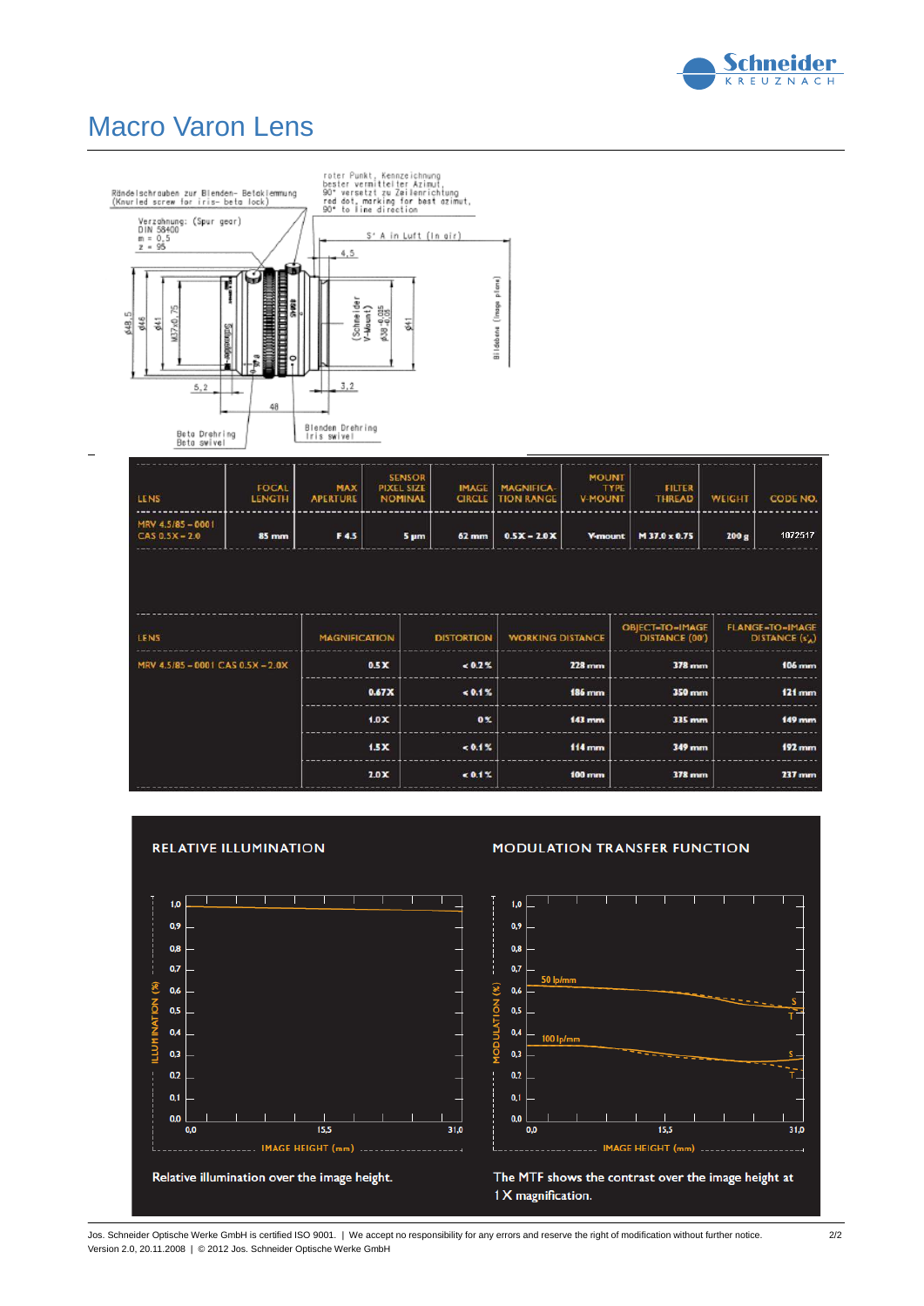# Macro Varon Lens

Rändelschrauben zur Blenden- Betaklemmung
(Knurled screw for iris- beta lock)

roter Punkt, Kennzeichnung
bester vermittelter Azimut,
90° versetzt zu Zeilenrichtung
red dot, marking for best azimut,
90° to line direction

Verzahnung: (Spur gear)
DIN 58400
m = 0,5
z = 95

S' A in Luft (in air)

4,5

Ø49,5
Ø46
Ø41
M37x0,75
(Schneider V-Mount)
Ø38 -0,035 -0,05
Ø41

Bildebene (image plane)

5,2
3,2
48

Beta Drehring
Beta swivel

Blenden Drehring
Iris swivel

| LENS | FOCAL LENGTH | MAX APERTURE | SENSOR PIXEL SIZE NOMINAL | IMAGE CIRCLE | MAGNIFICATION RANGE | MOUNT TYPE V-MOUNT | FILTER THREAD | WEIGHT | CODE NO. |
|---|---|---|---|---|---|---|---|---|---|
| MRV 4.5/85 – 0001 CAS 0.5X – 2.0 | 85 mm | F 4.5 | 5 µm | 62 mm | 0.5X – 2.0X | V-mount | M 37.0 x 0.75 | 200 g | 1072517 |

| LENS | MAGNIFICATION | DISTORTION | WORKING DISTANCE | OBJECT-TO-IMAGE DISTANCE (00') | FLANGE-TO-IMAGE DISTANCE ($s'_A$) |
|---|---|---|---|---|---|
| MRV 4.5/85 – 0001 CAS 0.5X – 2.0X | 0.5X | < 0.2 % | 228 mm | 378 mm | 106 mm |
| | 0.67X | < 0.1 % | 186 mm | 350 mm | 121 mm |
| | 1.0X | 0 % | 143 mm | 335 mm | 149 mm |
| | 1.5X | < 0.1 % | 114 mm | 349 mm | 192 mm |
| | 2.0X | < 0.1 % | 100 mm | 378 mm | 237 mm |

## RELATIVE ILLUMINATION

ILLUMINATION (%)
1,0 0,9 0,8 0,7 0,6 0,5 0,4 0,3 0,2 0,1 0,0
0,0 15,5 31,0
IMAGE HEIGHT (mm)

Relative illumination over the image height.

## MODULATION TRANSFER FUNCTION

MODULATION (%)
1,0 0,9 0,8 0,7 0,6 0,5 0,4 0,3 0,2 0,1 0,0
50 lp/mm
100 lp/mm
S T S T
0,0 15,5 31,0
IMAGE HEIGHT (mm)

The MTF shows the contrast over the image height at 1 X magnification.

Jos. Schneider Optische Werke GmbH is certified ISO 9001. | We accept no responsibility for any errors and reserve the right of modification without further notice.
Version 2.0, 20.11.2008 | © 2012 Jos. Schneider Optische Werke GmbH